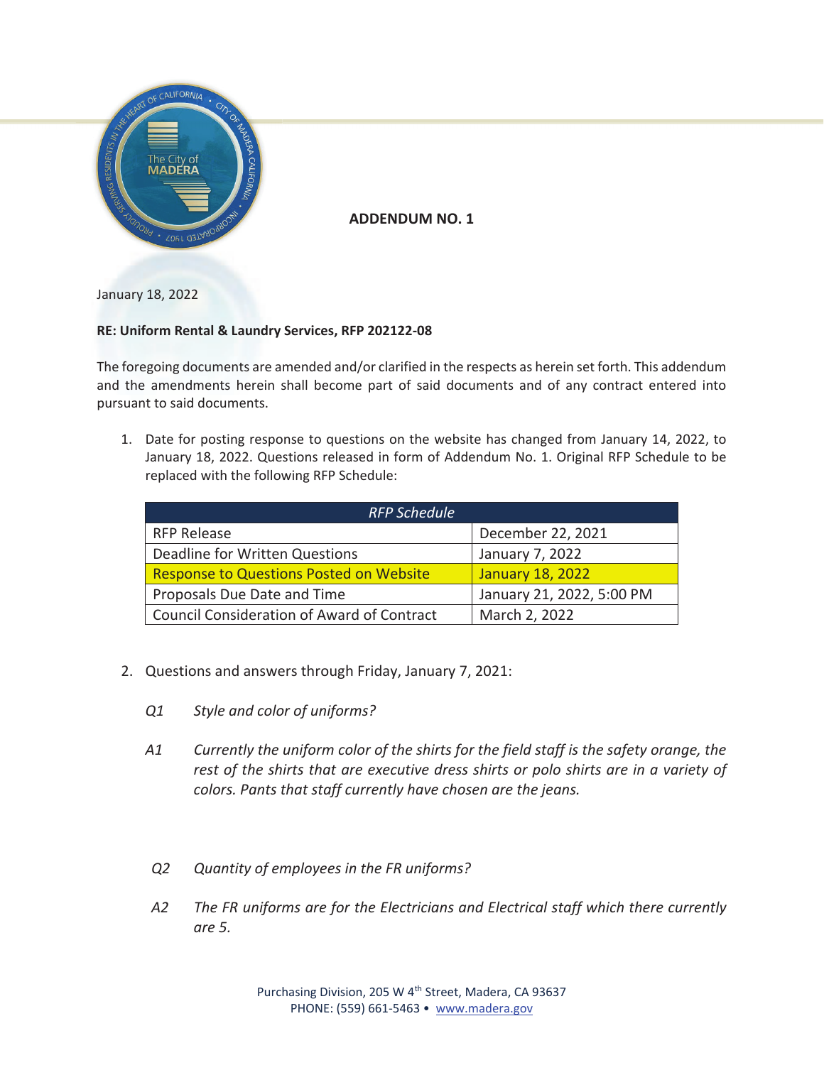# ADDENDUM NO. 1

January 18, 2022

**RE: Uniform Rental & Laundry Services, RFP 202122-08**

The foregoing documents are amended and/or clarified in the respects as herein set forth. This addendum and the amendments herein shall become part of said documents and of any contract entered into pursuant to said documents.

1. Date for posting response to questions on the website has changed from January 14, 2022, to January 18, 2022. Questions released in form of Addendum No. 1. Original RFP Schedule to be replaced with the following RFP Schedule:

| *RFP Schedule* | |
|---|---|
| RFP Release | December 22, 2021 |
| Deadline for Written Questions | January 7, 2022 |
| Response to Questions Posted on Website | January 18, 2022 |
| Proposals Due Date and Time | January 21, 2022, 5:00 PM |
| Council Consideration of Award of Contract | March 2, 2022 |

2. Questions and answers through Friday, January 7, 2021:

*Q1 Style and color of uniforms?*

*A1 Currently the uniform color of the shirts for the field staff is the safety orange, the rest of the shirts that are executive dress shirts or polo shirts are in a variety of colors. Pants that staff currently have chosen are the jeans.*

*Q2 Quantity of employees in the FR uniforms?*

*A2 The FR uniforms are for the Electricians and Electrical staff which there currently are 5.*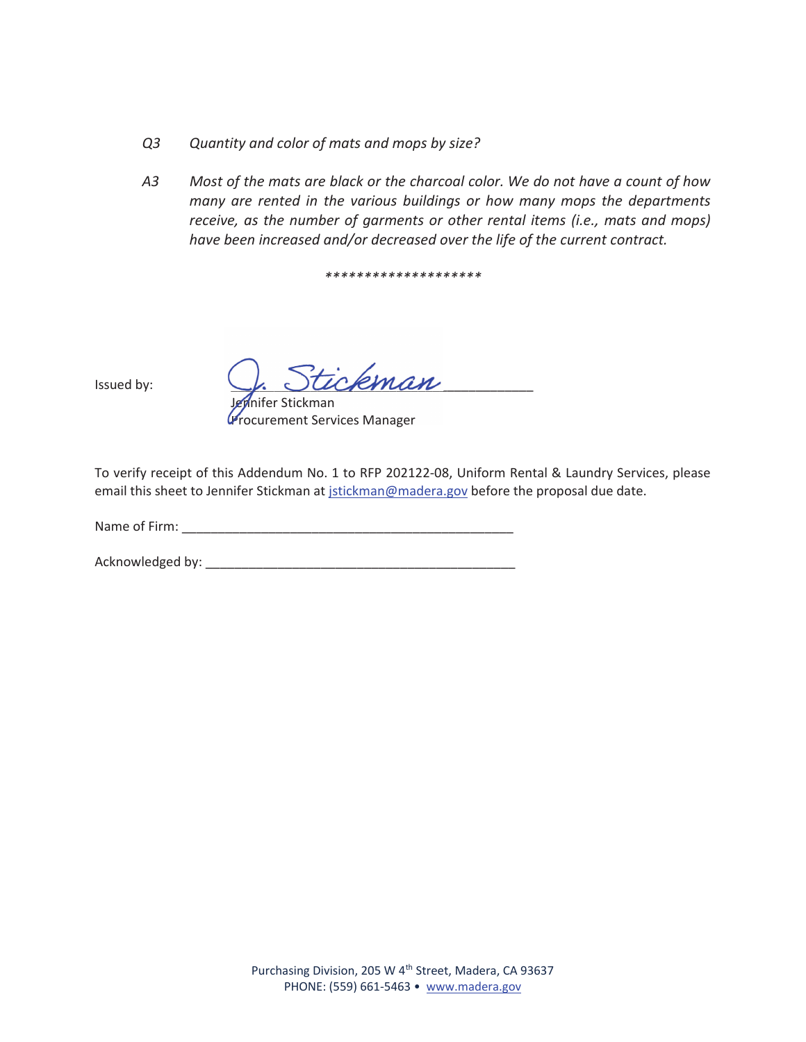*Q3 Quantity and color of mats and mops by size?*

*A3 Most of the mats are black or the charcoal color. We do not have a count of how many are rented in the various buildings or how many mops the departments receive, as the number of garments or other rental items (i.e., mats and mops) have been increased and/or decreased over the life of the current contract.*

*********************

Issued by: J. Stickman ___________
Jennifer Stickman
Procurement Services Manager

To verify receipt of this Addendum No. 1 to RFP 202122-08, Uniform Rental & Laundry Services, please email this sheet to Jennifer Stickman at jstickman@madera.gov before the proposal due date.

Name of Firm: _____________________________________________

Acknowledged by: __________________________________________

Purchasing Division, 205 W 4th Street, Madera, CA 93637
PHONE: (559) 661-5463 • www.madera.gov